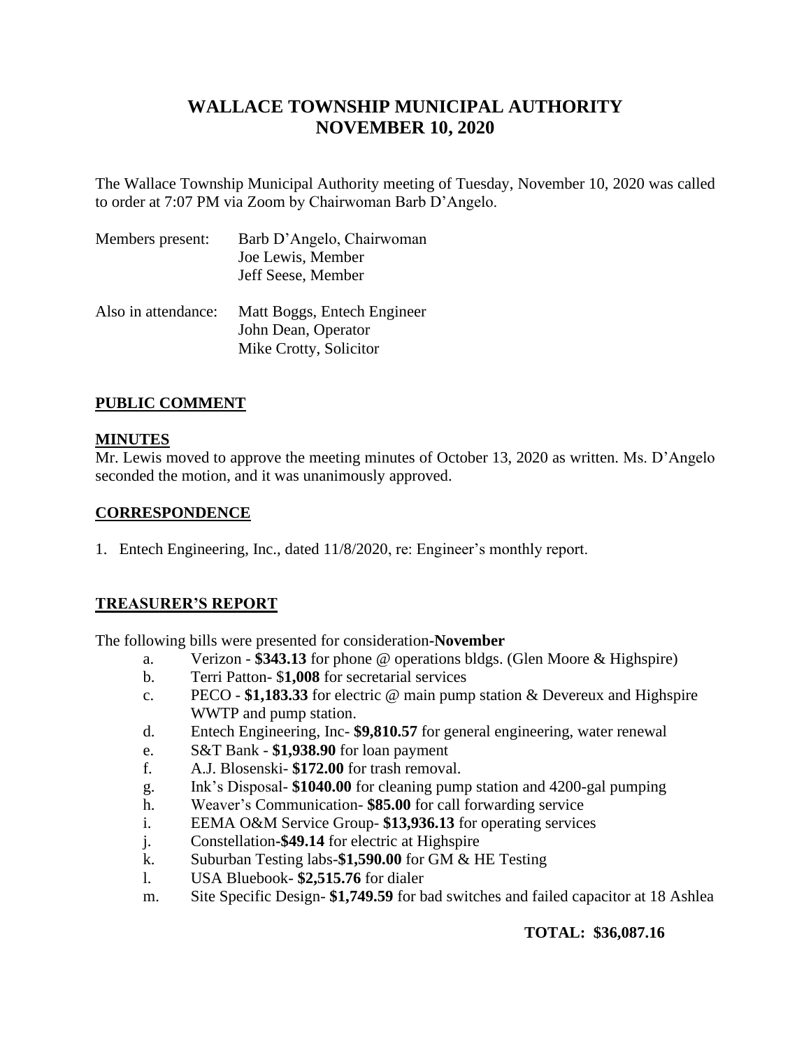# WALLACE TOWNSHIP MUNICIPAL AUTHORITY
# NOVEMBER 10, 2020

The Wallace Township Municipal Authority meeting of Tuesday, November 10, 2020 was called to order at 7:07 PM via Zoom by Chairwoman Barb D'Angelo.

Members present: Barb D'Angelo, Chairwoman
Joe Lewis, Member
Jeff Seese, Member

Also in attendance: Matt Boggs, Entech Engineer
John Dean, Operator
Mike Crotty, Solicitor

## PUBLIC COMMENT

## MINUTES

Mr. Lewis moved to approve the meeting minutes of October 13, 2020 as written. Ms. D'Angelo seconded the motion, and it was unanimously approved.

## CORRESPONDENCE

1. Entech Engineering, Inc., dated 11/8/2020, re: Engineer's monthly report.

## TREASURER'S REPORT

The following bills were presented for consideration-**November**

a. Verizon - **$343.13** for phone @ operations bldgs. (Glen Moore & Highspire)
b. Terri Patton- $**1,008** for secretarial services
c. PECO - **$1,183.33** for electric @ main pump station & Devereux and Highspire WWTP and pump station.
d. Entech Engineering, Inc- **$9,810.57** for general engineering, water renewal
e. S&T Bank - **$1,938.90** for loan payment
f. A.J. Blosenski- **$172.00** for trash removal.
g. Ink's Disposal- **$1040.00** for cleaning pump station and 4200-gal pumping
h. Weaver's Communication- **$85.00** for call forwarding service
i. EEMA O&M Service Group- **$13,936.13** for operating services
j. Constellation-**$49.14** for electric at Highspire
k. Suburban Testing labs-**$1,590.00** for GM & HE Testing
l. USA Bluebook- **$2,515.76** for dialer
m. Site Specific Design- **$1,749.59** for bad switches and failed capacitor at 18 Ashlea

**TOTAL: $36,087.16**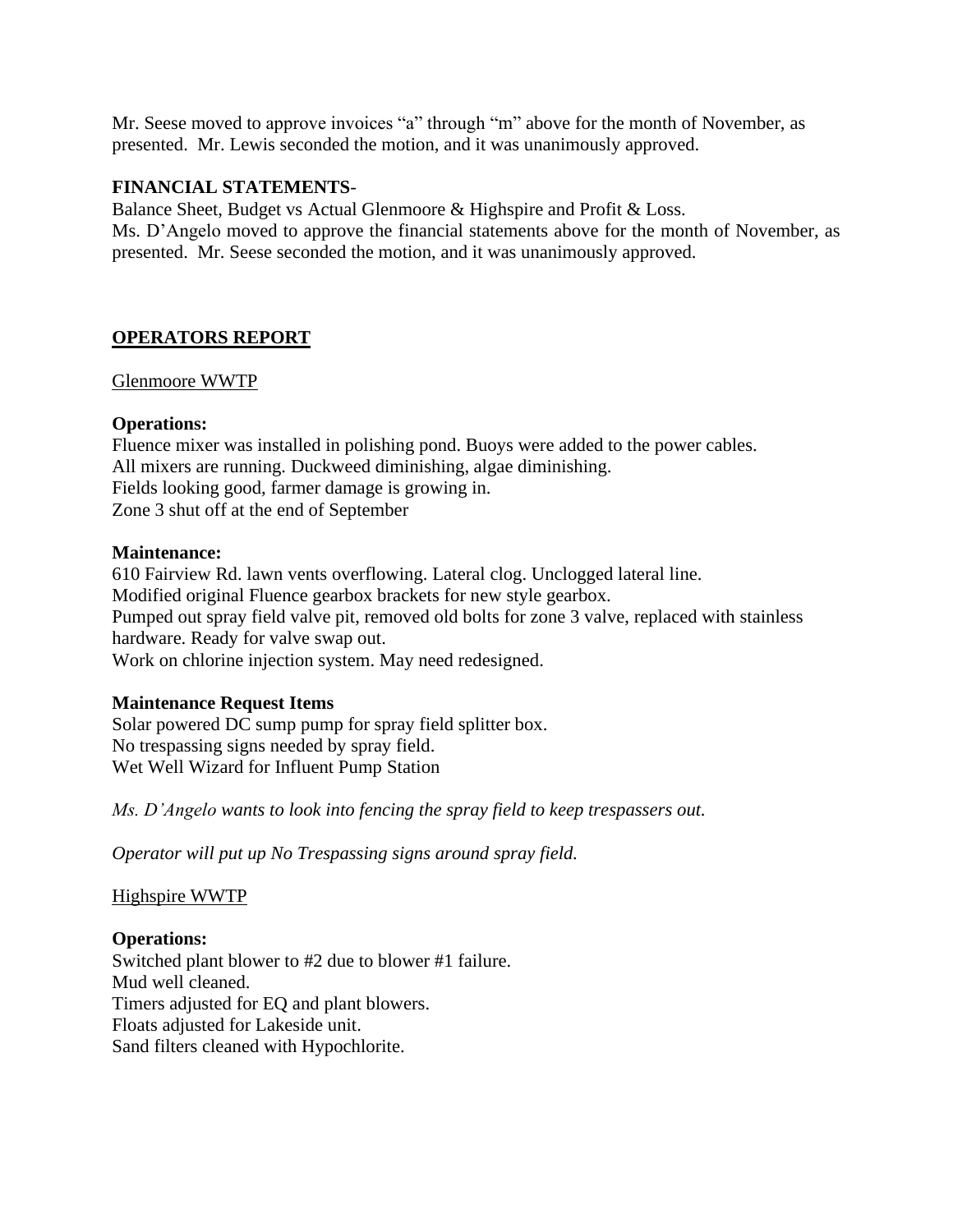Mr. Seese moved to approve invoices "a" through "m" above for the month of November, as presented. Mr. Lewis seconded the motion, and it was unanimously approved.

**FINANCIAL STATEMENTS**-

Balance Sheet, Budget vs Actual Glenmoore & Highspire and Profit & Loss.

Ms. D'Angelo moved to approve the financial statements above for the month of November, as presented. Mr. Seese seconded the motion, and it was unanimously approved.

## **OPERATORS REPORT**

Glenmoore WWTP

**Operations:**

Fluence mixer was installed in polishing pond. Buoys were added to the power cables.
All mixers are running. Duckweed diminishing, algae diminishing.
Fields looking good, farmer damage is growing in.
Zone 3 shut off at the end of September

**Maintenance:**

610 Fairview Rd. lawn vents overflowing. Lateral clog. Unclogged lateral line.
Modified original Fluence gearbox brackets for new style gearbox.
Pumped out spray field valve pit, removed old bolts for zone 3 valve, replaced with stainless hardware. Ready for valve swap out.
Work on chlorine injection system. May need redesigned.

**Maintenance Request Items**

Solar powered DC sump pump for spray field splitter box.
No trespassing signs needed by spray field.
Wet Well Wizard for Influent Pump Station

*Ms. D'Angelo wants to look into fencing the spray field to keep trespassers out.*

*Operator will put up No Trespassing signs around spray field.*

Highspire WWTP

**Operations:**

Switched plant blower to #2 due to blower #1 failure.
Mud well cleaned.
Timers adjusted for EQ and plant blowers.
Floats adjusted for Lakeside unit.
Sand filters cleaned with Hypochlorite.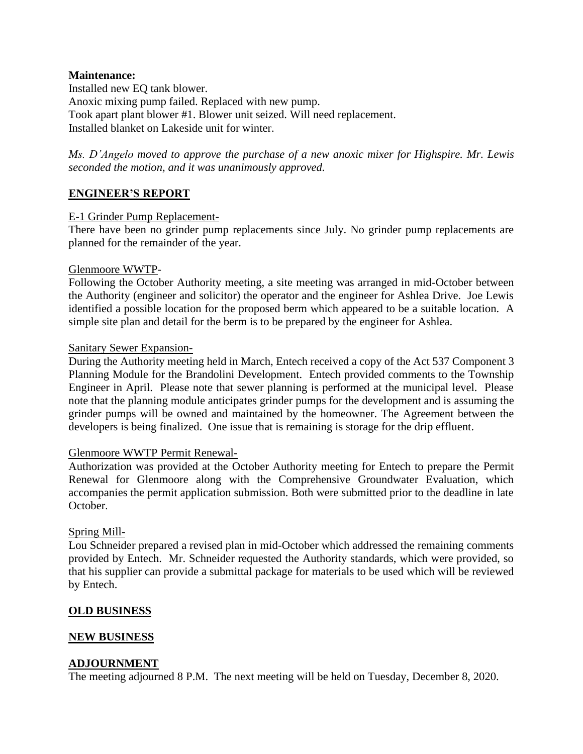**Maintenance:**
Installed new EQ tank blower.
Anoxic mixing pump failed. Replaced with new pump.
Took apart plant blower #1. Blower unit seized. Will need replacement.
Installed blanket on Lakeside unit for winter.

*Ms. D'Angelo moved to approve the purchase of a new anoxic mixer for Highspire. Mr. Lewis seconded the motion, and it was unanimously approved.*

## ENGINEER'S REPORT

E-1 Grinder Pump Replacement-

There have been no grinder pump replacements since July. No grinder pump replacements are planned for the remainder of the year.

Glenmoore WWTP-

Following the October Authority meeting, a site meeting was arranged in mid-October between the Authority (engineer and solicitor) the operator and the engineer for Ashlea Drive. Joe Lewis identified a possible location for the proposed berm which appeared to be a suitable location. A simple site plan and detail for the berm is to be prepared by the engineer for Ashlea.

Sanitary Sewer Expansion-

During the Authority meeting held in March, Entech received a copy of the Act 537 Component 3 Planning Module for the Brandolini Development. Entech provided comments to the Township Engineer in April. Please note that sewer planning is performed at the municipal level. Please note that the planning module anticipates grinder pumps for the development and is assuming the grinder pumps will be owned and maintained by the homeowner. The Agreement between the developers is being finalized. One issue that is remaining is storage for the drip effluent.

Glenmoore WWTP Permit Renewal-

Authorization was provided at the October Authority meeting for Entech to prepare the Permit Renewal for Glenmoore along with the Comprehensive Groundwater Evaluation, which accompanies the permit application submission. Both were submitted prior to the deadline in late October.

Spring Mill-

Lou Schneider prepared a revised plan in mid-October which addressed the remaining comments provided by Entech. Mr. Schneider requested the Authority standards, which were provided, so that his supplier can provide a submittal package for materials to be used which will be reviewed by Entech.

## OLD BUSINESS

## NEW BUSINESS

## ADJOURNMENT

The meeting adjourned 8 P.M. The next meeting will be held on Tuesday, December 8, 2020.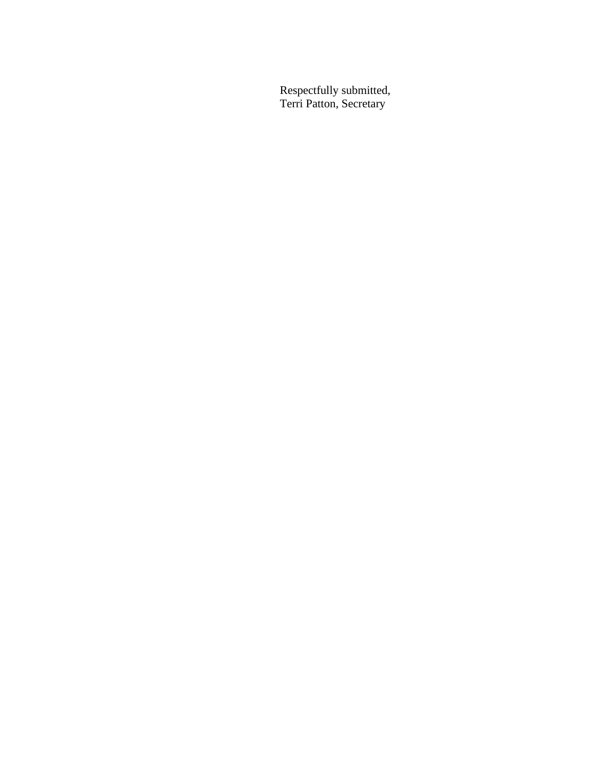Respectfully submitted,
Terri Patton, Secretary